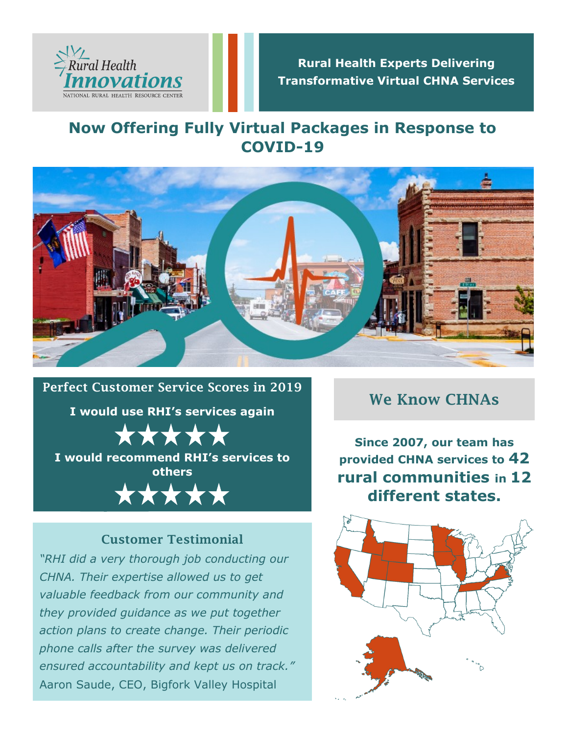Rural Health Innovations

NATIONAL RURAL HEALTH RESOURCE CENTER

**Rural Health Experts Delivering Transformative Virtual CHNA Services**

# Now Offering Fully Virtual Packages in Response to COVID-19

## Perfect Customer Service Scores in 2019

**I would use RHI's services again**

★★★★★

**I would recommend RHI's services to others**

★★★★★

## Customer Testimonial

*"RHI did a very thorough job conducting our CHNA. Their expertise allowed us to get valuable feedback from our community and they provided guidance as we put together action plans to create change. Their periodic phone calls after the survey was delivered ensured accountability and kept us on track."*
Aaron Saude, CEO, Bigfork Valley Hospital

## We Know CHNAs

**Since 2007, our team has provided CHNA services to 42 rural communities in 12 different states.**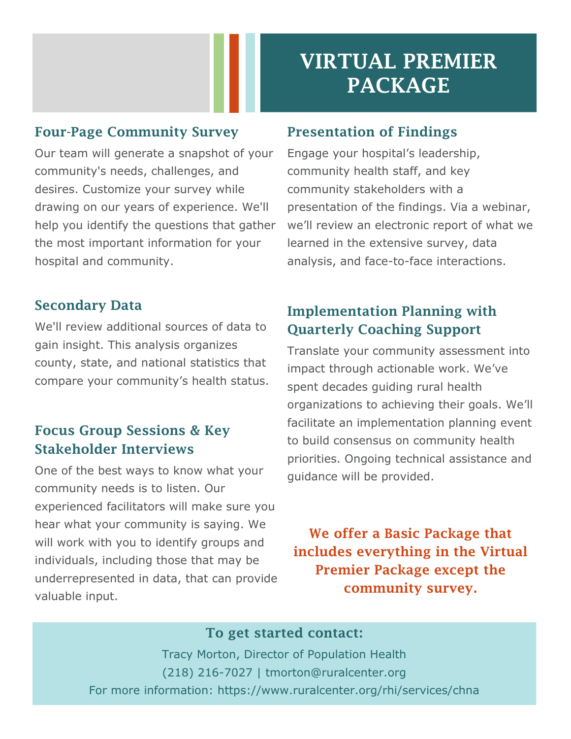# VIRTUAL PREMIER PACKAGE

## Four-Page Community Survey

Our team will generate a snapshot of your community's needs, challenges, and desires. Customize your survey while drawing on our years of experience. We'll help you identify the questions that gather the most important information for your hospital and community.

## Secondary Data

We'll review additional sources of data to gain insight. This analysis organizes county, state, and national statistics that compare your community's health status.

## Focus Group Sessions & Key Stakeholder Interviews

One of the best ways to know what your community needs is to listen. Our experienced facilitators will make sure you hear what your community is saying. We will work with you to identify groups and individuals, including those that may be underrepresented in data, that can provide valuable input.

## Presentation of Findings

Engage your hospital's leadership, community health staff, and key community stakeholders with a presentation of the findings. Via a webinar, we'll review an electronic report of what we learned in the extensive survey, data analysis, and face-to-face interactions.

## Implementation Planning with Quarterly Coaching Support

Translate your community assessment into impact through actionable work. We've spent decades guiding rural health organizations to achieving their goals. We'll facilitate an implementation planning event to build consensus on community health priorities. Ongoing technical assistance and guidance will be provided.

**We offer a Basic Package that includes everything in the Virtual Premier Package except the community survey.**

### To get started contact:

Tracy Morton, Director of Population Health

(218) 216-7027 | tmorton@ruralcenter.org

For more information: https://www.ruralcenter.org/rhi/services/chna